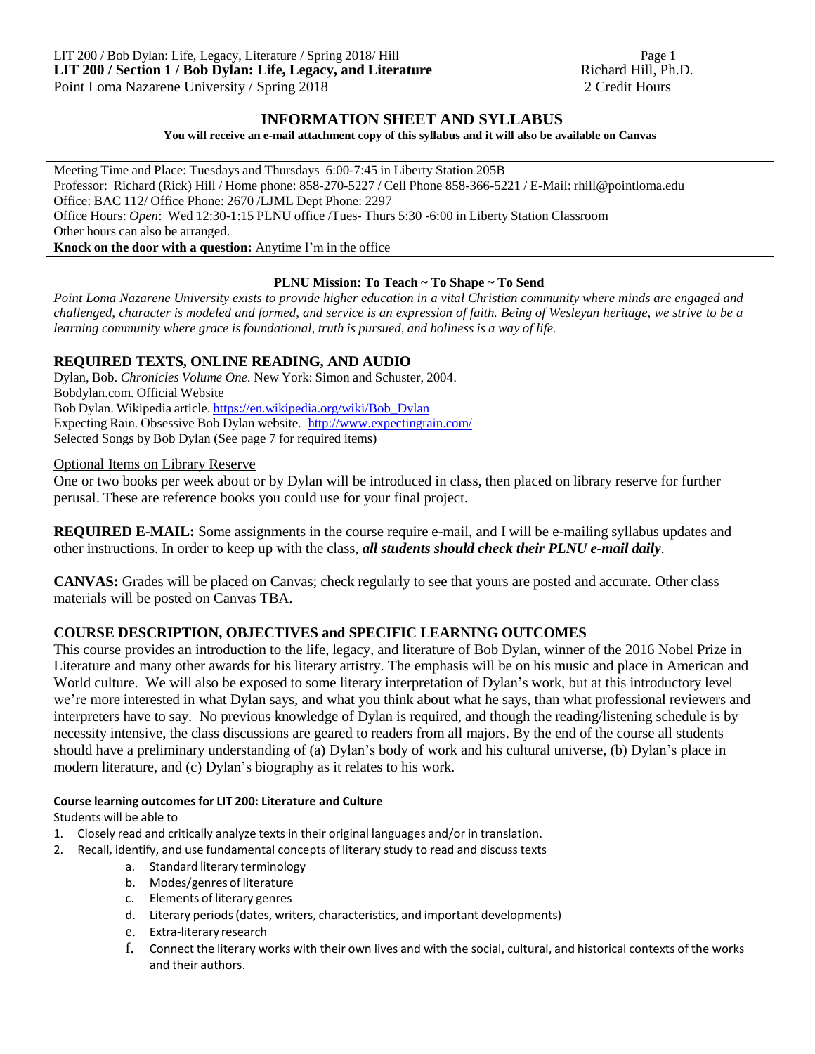**LIT 200 / Section 1 / Bob Dylan: Life, Legacy, and Literature** — Richard Hill, Ph.D.
Point Loma Nazarene University / Spring 2018 — 2 Credit Hours

# INFORMATION SHEET AND SYLLABUS

**You will receive an e-mail attachment copy of this syllabus and it will also be available on Canvas**

Meeting Time and Place: Tuesdays and Thursdays 6:00-7:45 in Liberty Station 205B
Professor: Richard (Rick) Hill / Home phone: 858-270-5227 / Cell Phone 858-366-5221 / E-Mail: rhill@pointloma.edu
Office: BAC 112/ Office Phone: 2670 /LJML Dept Phone: 2297
Office Hours: *Open*: Wed 12:30-1:15 PLNU office /Tues- Thurs 5:30 -6:00 in Liberty Station Classroom
Other hours can also be arranged.
**Knock on the door with a question:** Anytime I'm in the office

**PLNU Mission: To Teach ~ To Shape ~ To Send**

*Point Loma Nazarene University exists to provide higher education in a vital Christian community where minds are engaged and challenged, character is modeled and formed, and service is an expression of faith. Being of Wesleyan heritage, we strive to be a learning community where grace is foundational, truth is pursued, and holiness is a way of life.*

## REQUIRED TEXTS, ONLINE READING, AND AUDIO

Dylan, Bob. *Chronicles Volume One.* New York: Simon and Schuster, 2004.
Bobdylan.com. Official Website
Bob Dylan. Wikipedia article. https://en.wikipedia.org/wiki/Bob_Dylan
Expecting Rain. Obsessive Bob Dylan website. http://www.expectingrain.com/
Selected Songs by Bob Dylan (See page 7 for required items)

Optional Items on Library Reserve

One or two books per week about or by Dylan will be introduced in class, then placed on library reserve for further perusal. These are reference books you could use for your final project.

**REQUIRED E-MAIL:** Some assignments in the course require e-mail, and I will be e-mailing syllabus updates and other instructions. In order to keep up with the class, ***all students should check their PLNU e-mail daily***.

**CANVAS:** Grades will be placed on Canvas; check regularly to see that yours are posted and accurate. Other class materials will be posted on Canvas TBA.

## COURSE DESCRIPTION, OBJECTIVES and SPECIFIC LEARNING OUTCOMES

This course provides an introduction to the life, legacy, and literature of Bob Dylan, winner of the 2016 Nobel Prize in Literature and many other awards for his literary artistry. The emphasis will be on his music and place in American and World culture. We will also be exposed to some literary interpretation of Dylan's work, but at this introductory level we're more interested in what Dylan says, and what you think about what he says, than what professional reviewers and interpreters have to say. No previous knowledge of Dylan is required, and though the reading/listening schedule is by necessity intensive, the class discussions are geared to readers from all majors. By the end of the course all students should have a preliminary understanding of (a) Dylan's body of work and his cultural universe, (b) Dylan's place in modern literature, and (c) Dylan's biography as it relates to his work.

**Course learning outcomes for LIT 200: Literature and Culture**

Students will be able to

1. Closely read and critically analyze texts in their original languages and/or in translation.
2. Recall, identify, and use fundamental concepts of literary study to read and discuss texts
    a. Standard literary terminology
    b. Modes/genres of literature
    c. Elements of literary genres
    d. Literary periods (dates, writers, characteristics, and important developments)
    e. Extra-literary research
    f. Connect the literary works with their own lives and with the social, cultural, and historical contexts of the works and their authors.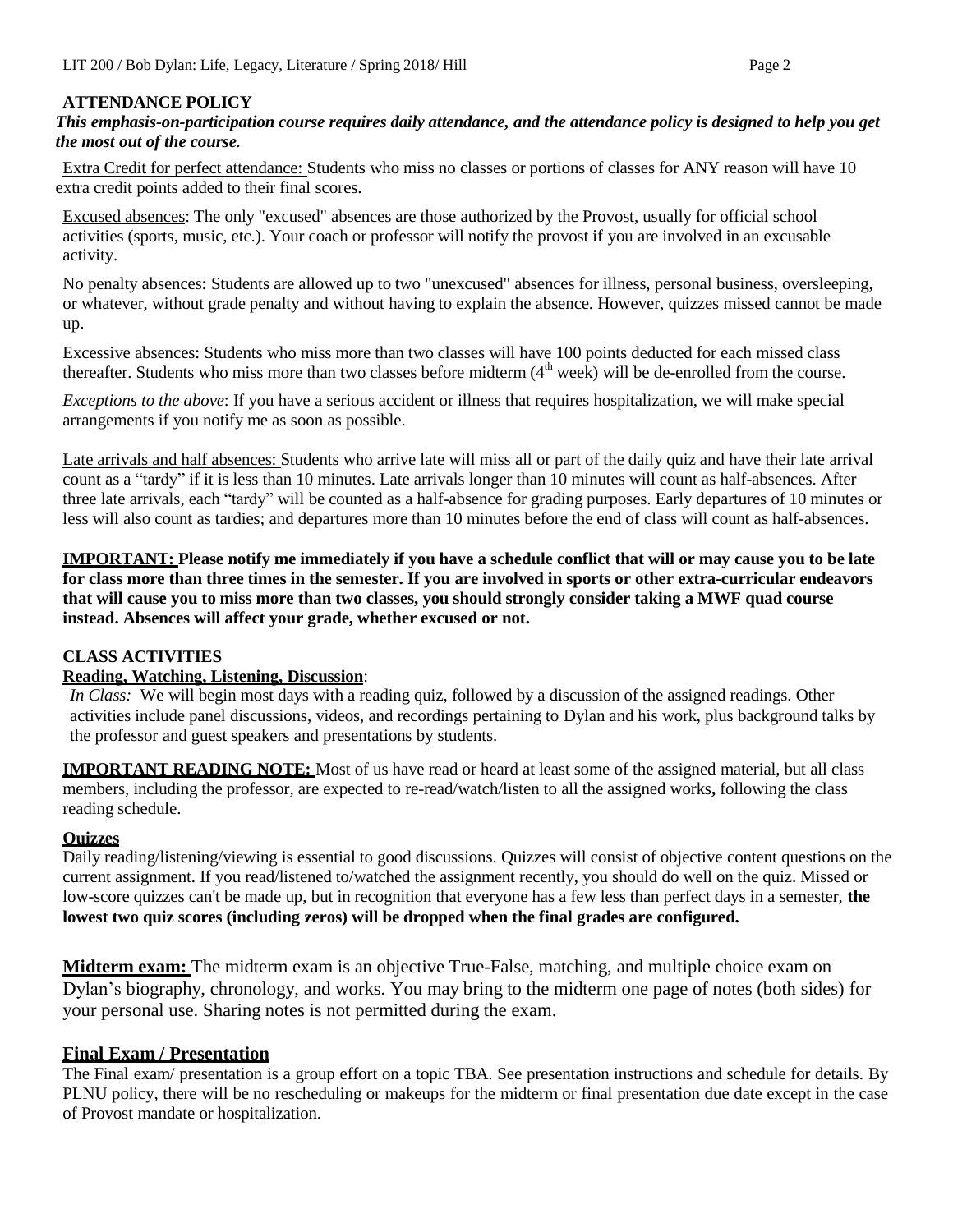## ATTENDANCE POLICY

***This emphasis-on-participation course requires daily attendance, and the attendance policy is designed to help you get the most out of the course.***

Extra Credit for perfect attendance: Students who miss no classes or portions of classes for ANY reason will have 10 extra credit points added to their final scores.

Excused absences: The only "excused" absences are those authorized by the Provost, usually for official school activities (sports, music, etc.). Your coach or professor will notify the provost if you are involved in an excusable activity.

No penalty absences: Students are allowed up to two "unexcused" absences for illness, personal business, oversleeping, or whatever, without grade penalty and without having to explain the absence. However, quizzes missed cannot be made up.

Excessive absences: Students who miss more than two classes will have 100 points deducted for each missed class thereafter. Students who miss more than two classes before midterm (4th week) will be de-enrolled from the course.

*Exceptions to the above*: If you have a serious accident or illness that requires hospitalization, we will make special arrangements if you notify me as soon as possible.

Late arrivals and half absences: Students who arrive late will miss all or part of the daily quiz and have their late arrival count as a "tardy" if it is less than 10 minutes. Late arrivals longer than 10 minutes will count as half-absences. After three late arrivals, each "tardy" will be counted as a half-absence for grading purposes. Early departures of 10 minutes or less will also count as tardies; and departures more than 10 minutes before the end of class will count as half-absences.

**IMPORTANT: Please notify me immediately if you have a schedule conflict that will or may cause you to be late for class more than three times in the semester. If you are involved in sports or other extra-curricular endeavors that will cause you to miss more than two classes, you should strongly consider taking a MWF quad course instead. Absences will affect your grade, whether excused or not.**

## CLASS ACTIVITIES

**Reading, Watching, Listening, Discussion**:

*In Class:* We will begin most days with a reading quiz, followed by a discussion of the assigned readings. Other activities include panel discussions, videos, and recordings pertaining to Dylan and his work, plus background talks by the professor and guest speakers and presentations by students.

**IMPORTANT READING NOTE:** Most of us have read or heard at least some of the assigned material, but all class members, including the professor, are expected to re-read/watch/listen to all the assigned works**,** following the class reading schedule.

**Quizzes**

Daily reading/listening/viewing is essential to good discussions. Quizzes will consist of objective content questions on the current assignment. If you read/listened to/watched the assignment recently, you should do well on the quiz. Missed or low-score quizzes can't be made up, but in recognition that everyone has a few less than perfect days in a semester, **the lowest two quiz scores (including zeros) will be dropped when the final grades are configured.**

**Midterm exam:** The midterm exam is an objective True-False, matching, and multiple choice exam on Dylan's biography, chronology, and works. You may bring to the midterm one page of notes (both sides) for your personal use. Sharing notes is not permitted during the exam.

**Final Exam / Presentation**

The Final exam/ presentation is a group effort on a topic TBA. See presentation instructions and schedule for details. By PLNU policy, there will be no rescheduling or makeups for the midterm or final presentation due date except in the case of Provost mandate or hospitalization.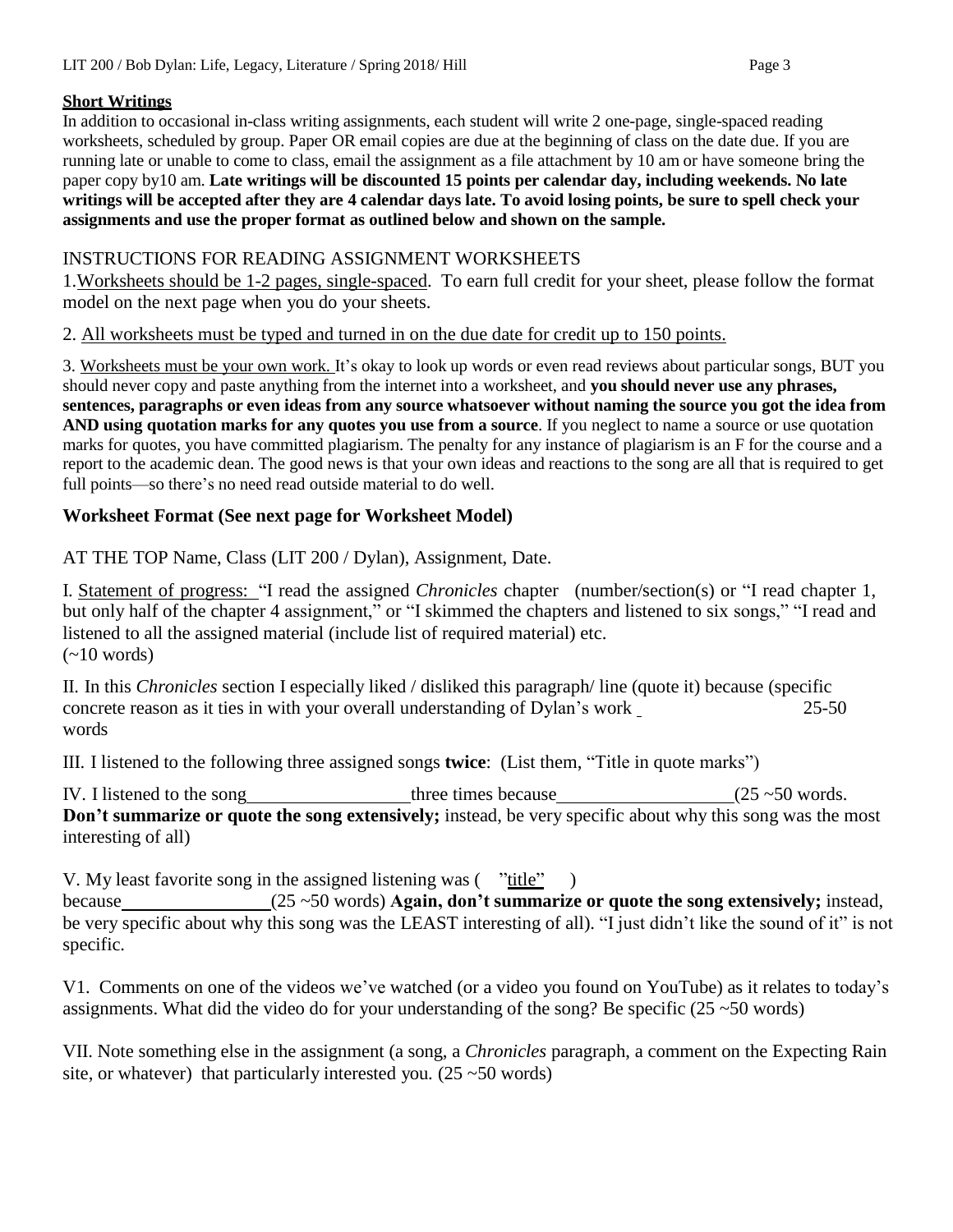**Short Writings**

In addition to occasional in-class writing assignments, each student will write 2 one-page, single-spaced reading worksheets, scheduled by group. Paper OR email copies are due at the beginning of class on the date due. If you are running late or unable to come to class, email the assignment as a file attachment by 10 am or have someone bring the paper copy by10 am. **Late writings will be discounted 15 points per calendar day, including weekends. No late writings will be accepted after they are 4 calendar days late. To avoid losing points, be sure to spell check your assignments and use the proper format as outlined below and shown on the sample.**

INSTRUCTIONS FOR READING ASSIGNMENT WORKSHEETS

1. Worksheets should be 1-2 pages, single-spaced. To earn full credit for your sheet, please follow the format model on the next page when you do your sheets.

2. All worksheets must be typed and turned in on the due date for credit up to 150 points.

3. Worksheets must be your own work. It's okay to look up words or even read reviews about particular songs, BUT you should never copy and paste anything from the internet into a worksheet, and **you should never use any phrases, sentences, paragraphs or even ideas from any source whatsoever without naming the source you got the idea from AND using quotation marks for any quotes you use from a source**. If you neglect to name a source or use quotation marks for quotes, you have committed plagiarism. The penalty for any instance of plagiarism is an F for the course and a report to the academic dean. The good news is that your own ideas and reactions to the song are all that is required to get full points—so there's no need read outside material to do well.

**Worksheet Format (See next page for Worksheet Model)**

AT THE TOP Name, Class (LIT 200 / Dylan), Assignment, Date.

I. Statement of progress: "I read the assigned *Chronicles* chapter (number/section(s) or "I read chapter 1, but only half of the chapter 4 assignment," or "I skimmed the chapters and listened to six songs," "I read and listened to all the assigned material (include list of required material) etc. (~10 words)

II. In this *Chronicles* section I especially liked / disliked this paragraph/ line (quote it) because (specific concrete reason as it ties in with your overall understanding of Dylan's work ___ 25-50 words

III. I listened to the following three assigned songs **twice**: (List them, "Title in quote marks")

IV. I listened to the song________________three times because__________________(25 ~50 words. **Don't summarize or quote the song extensively;** instead, be very specific about why this song was the most interesting of all)

V. My least favorite song in the assigned listening was ( "title" ) because________________(25 ~50 words) **Again, don't summarize or quote the song extensively;** instead, be very specific about why this song was the LEAST interesting of all). "I just didn't like the sound of it" is not specific.

V1. Comments on one of the videos we've watched (or a video you found on YouTube) as it relates to today's assignments. What did the video do for your understanding of the song? Be specific (25 ~50 words)

VII. Note something else in the assignment (a song, a *Chronicles* paragraph, a comment on the Expecting Rain site, or whatever) that particularly interested you. (25 ~50 words)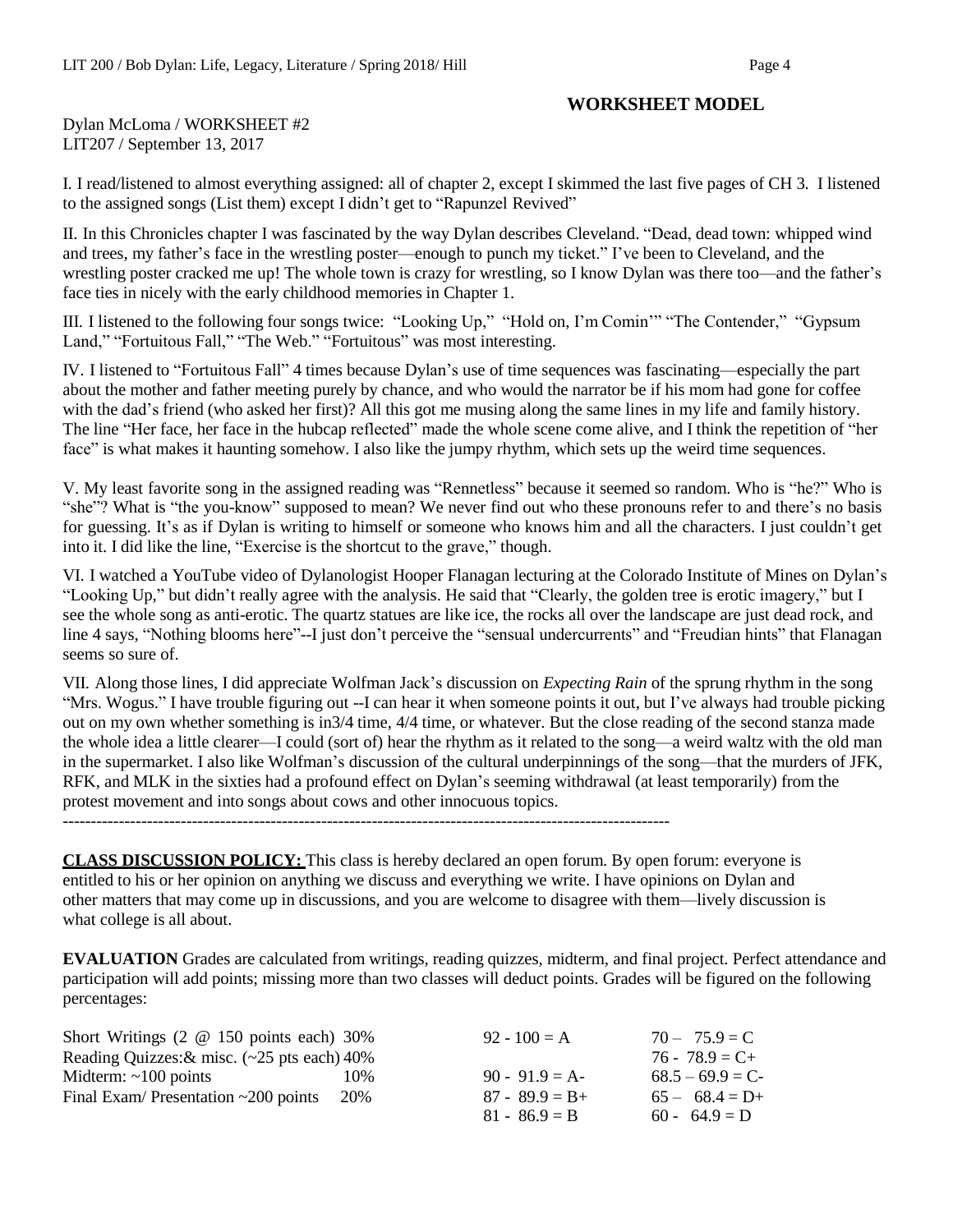## WORKSHEET MODEL

Dylan McLoma / WORKSHEET #2
LIT207 / September 13, 2017

I. I read/listened to almost everything assigned: all of chapter 2, except I skimmed the last five pages of CH 3. I listened to the assigned songs (List them) except I didn't get to "Rapunzel Revived"

II. In this Chronicles chapter I was fascinated by the way Dylan describes Cleveland. "Dead, dead town: whipped wind and trees, my father's face in the wrestling poster—enough to punch my ticket." I've been to Cleveland, and the wrestling poster cracked me up! The whole town is crazy for wrestling, so I know Dylan was there too—and the father's face ties in nicely with the early childhood memories in Chapter 1.

III. I listened to the following four songs twice: "Looking Up," "Hold on, I'm Comin'" "The Contender," "Gypsum Land," "Fortuitous Fall," "The Web." "Fortuitous" was most interesting.

IV. I listened to "Fortuitous Fall" 4 times because Dylan's use of time sequences was fascinating—especially the part about the mother and father meeting purely by chance, and who would the narrator be if his mom had gone for coffee with the dad's friend (who asked her first)? All this got me musing along the same lines in my life and family history. The line "Her face, her face in the hubcap reflected" made the whole scene come alive, and I think the repetition of "her face" is what makes it haunting somehow. I also like the jumpy rhythm, which sets up the weird time sequences.

V. My least favorite song in the assigned reading was "Rennetless" because it seemed so random. Who is "he?" Who is "she"? What is "the you-know" supposed to mean? We never find out who these pronouns refer to and there's no basis for guessing. It's as if Dylan is writing to himself or someone who knows him and all the characters. I just couldn't get into it. I did like the line, "Exercise is the shortcut to the grave," though.

VI. I watched a YouTube video of Dylanologist Hooper Flanagan lecturing at the Colorado Institute of Mines on Dylan's "Looking Up," but didn't really agree with the analysis. He said that "Clearly, the golden tree is erotic imagery," but I see the whole song as anti-erotic. The quartz statues are like ice, the rocks all over the landscape are just dead rock, and line 4 says, "Nothing blooms here"--I just don't perceive the "sensual undercurrents" and "Freudian hints" that Flanagan seems so sure of.

VII. Along those lines, I did appreciate Wolfman Jack's discussion on *Expecting Rain* of the sprung rhythm in the song "Mrs. Wogus." I have trouble figuring out --I can hear it when someone points it out, but I've always had trouble picking out on my own whether something is in3/4 time, 4/4 time, or whatever. But the close reading of the second stanza made the whole idea a little clearer—I could (sort of) hear the rhythm as it related to the song—a weird waltz with the old man in the supermarket. I also like Wolfman's discussion of the cultural underpinnings of the song—that the murders of JFK, RFK, and MLK in the sixties had a profound effect on Dylan's seeming withdrawal (at least temporarily) from the protest movement and into songs about cows and other innocuous topics.

---

**CLASS DISCUSSION POLICY:** This class is hereby declared an open forum. By open forum: everyone is entitled to his or her opinion on anything we discuss and everything we write. I have opinions on Dylan and other matters that may come up in discussions, and you are welcome to disagree with them—lively discussion is what college is all about.

**EVALUATION** Grades are calculated from writings, reading quizzes, midterm, and final project. Perfect attendance and participation will add points; missing more than two classes will deduct points. Grades will be figured on the following percentages:

| Component | Percentage |
|---|---|
| Short Writings (2 @ 150 points each) | 30% |
| Reading Quizzes:& misc. (~25 pts each) | 40% |
| Midterm: ~100 points | 10% |
| Final Exam/ Presentation ~200 points | 20% |

| | |
|---|---|
| 92 - 100 = A | 70 – 75.9 = C |
| | 76 - 78.9 = C+ |
| 90 - 91.9 = A- | 68.5 – 69.9 = C- |
| 87 - 89.9 = B+ | 65 – 68.4 = D+ |
| 81 - 86.9 = B | 60 - 64.9 = D |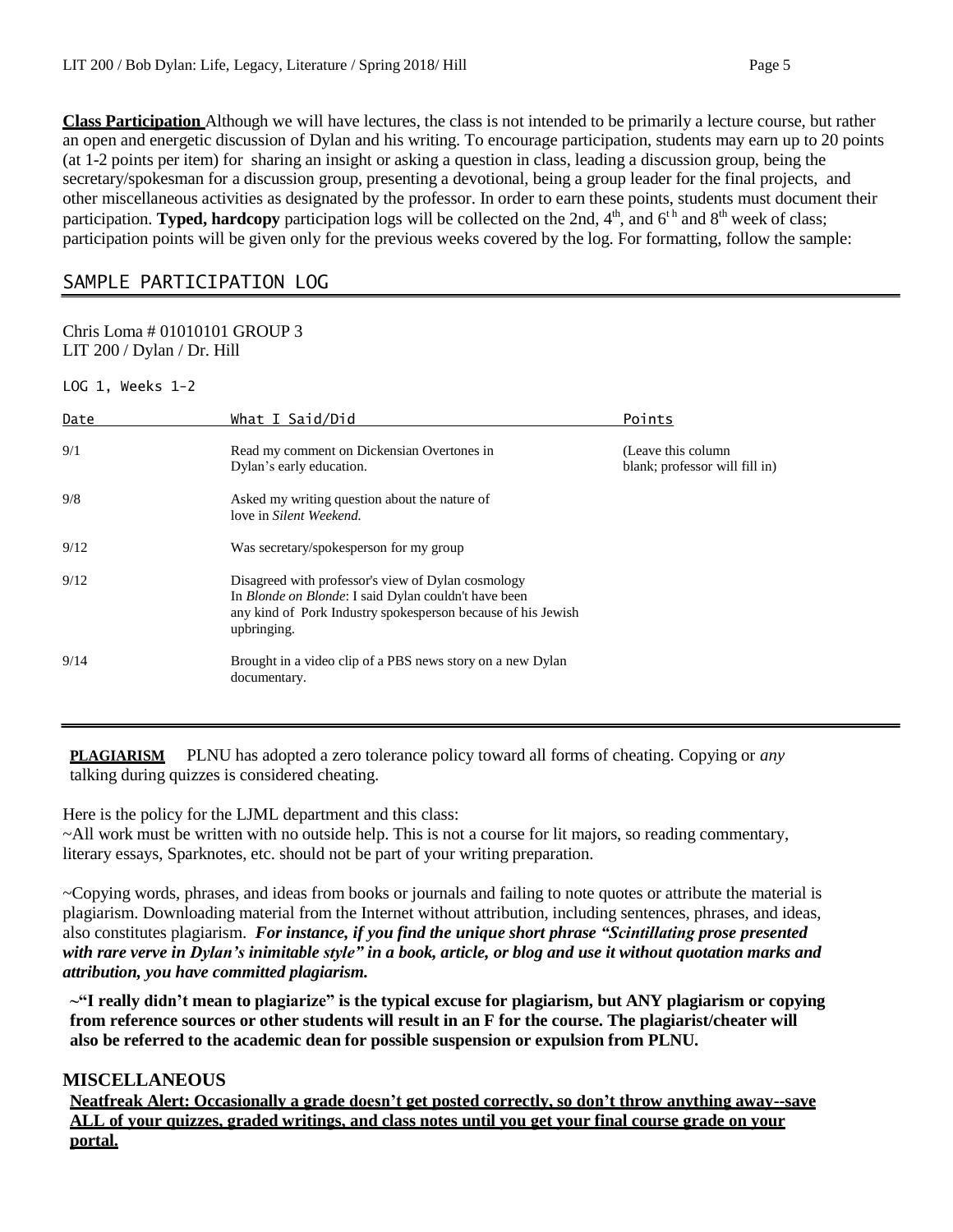**Class Participation** Although we will have lectures, the class is not intended to be primarily a lecture course, but rather an open and energetic discussion of Dylan and his writing. To encourage participation, students may earn up to 20 points (at 1-2 points per item) for sharing an insight or asking a question in class, leading a discussion group, being the secretary/spokesman for a discussion group, presenting a devotional, being a group leader for the final projects, and other miscellaneous activities as designated by the professor. In order to earn these points, students must document their participation. **Typed, hardcopy** participation logs will be collected on the 2nd, 4th, and 6th and 8th week of class; participation points will be given only for the previous weeks covered by the log. For formatting, follow the sample:

## SAMPLE PARTICIPATION LOG

Chris Loma # 01010101 GROUP 3
LIT 200 / Dylan / Dr. Hill

LOG 1, Weeks 1-2

| Date | What I Said/Did | Points |
|---|---|---|
| 9/1 | Read my comment on Dickensian Overtones in Dylan's early education. | (Leave this column blank; professor will fill in) |
| 9/8 | Asked my writing question about the nature of love in *Silent Weekend.* | |
| 9/12 | Was secretary/spokesperson for my group | |
| 9/12 | Disagreed with professor's view of Dylan cosmology In *Blonde on Blonde*: I said Dylan couldn't have been any kind of Pork Industry spokesperson because of his Jewish upbringing. | |
| 9/14 | Brought in a video clip of a PBS news story on a new Dylan documentary. | |

**PLAGIARISM** PLNU has adopted a zero tolerance policy toward all forms of cheating. Copying or *any* talking during quizzes is considered cheating.

Here is the policy for the LJML department and this class:
~All work must be written with no outside help. This is not a course for lit majors, so reading commentary, literary essays, Sparknotes, etc. should not be part of your writing preparation.

~Copying words, phrases, and ideas from books or journals and failing to note quotes or attribute the material is plagiarism. Downloading material from the Internet without attribution, including sentences, phrases, and ideas, also constitutes plagiarism. ***For instance, if you find the unique short phrase "Scintillating prose presented with rare verve in Dylan's inimitable style" in a book, article, or blog and use it without quotation marks and attribution, you have committed plagiarism.***

**~"I really didn't mean to plagiarize" is the typical excuse for plagiarism, but ANY plagiarism or copying from reference sources or other students will result in an F for the course. The plagiarist/cheater will also be referred to the academic dean for possible suspension or expulsion from PLNU.**

## MISCELLANEOUS

**Neatfreak Alert: Occasionally a grade doesn't get posted correctly, so don't throw anything away--save ALL of your quizzes, graded writings, and class notes until you get your final course grade on your portal.**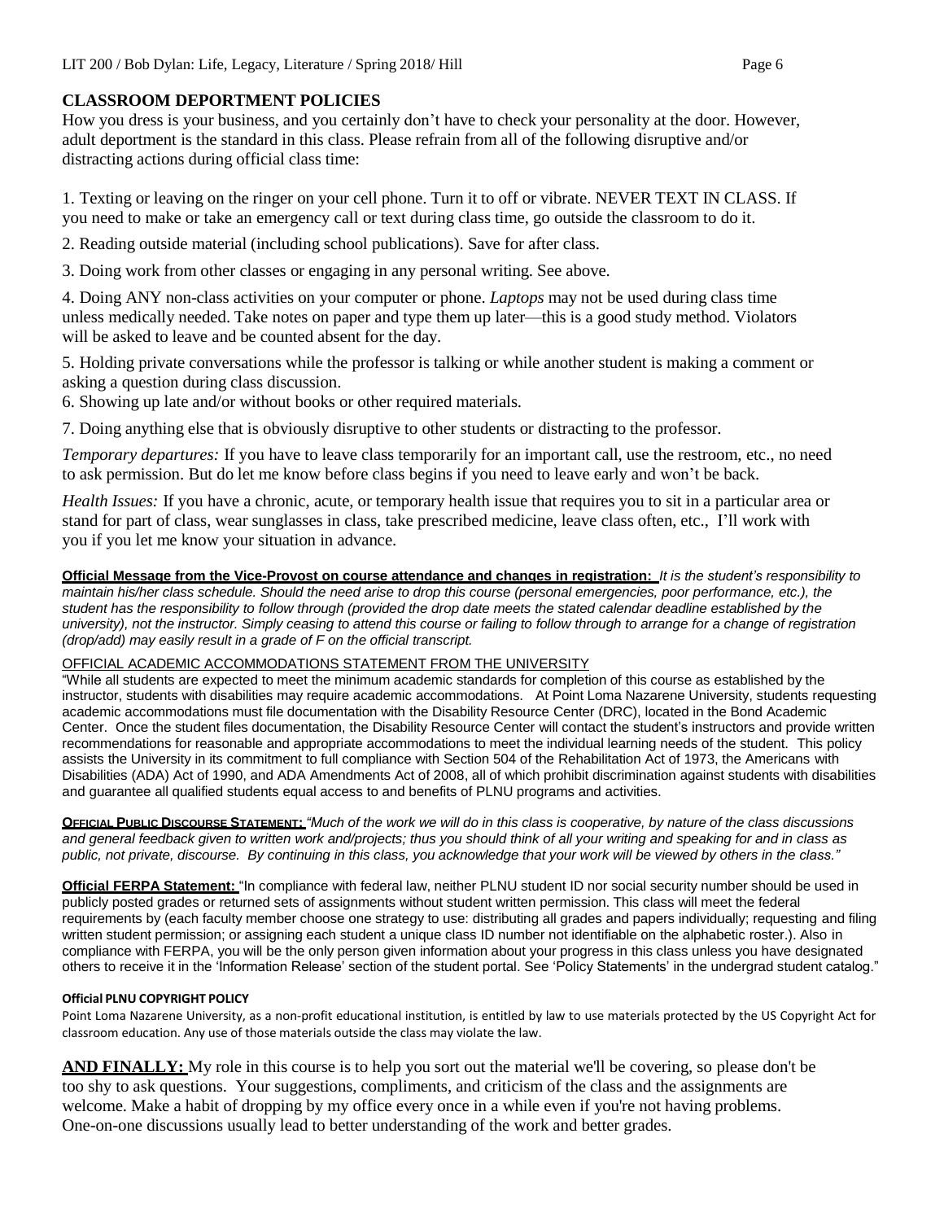## CLASSROOM DEPORTMENT POLICIES

How you dress is your business, and you certainly don't have to check your personality at the door. However, adult deportment is the standard in this class. Please refrain from all of the following disruptive and/or distracting actions during official class time:

1. Texting or leaving on the ringer on your cell phone. Turn it to off or vibrate. NEVER TEXT IN CLASS. If you need to make or take an emergency call or text during class time, go outside the classroom to do it.
2. Reading outside material (including school publications). Save for after class.
3. Doing work from other classes or engaging in any personal writing. See above.
4. Doing ANY non-class activities on your computer or phone. *Laptops* may not be used during class time unless medically needed. Take notes on paper and type them up later—this is a good study method. Violators will be asked to leave and be counted absent for the day.
5. Holding private conversations while the professor is talking or while another student is making a comment or asking a question during class discussion.
6. Showing up late and/or without books or other required materials.
7. Doing anything else that is obviously disruptive to other students or distracting to the professor.

*Temporary departures:* If you have to leave class temporarily for an important call, use the restroom, etc., no need to ask permission. But do let me know before class begins if you need to leave early and won't be back.

*Health Issues:* If you have a chronic, acute, or temporary health issue that requires you to sit in a particular area or stand for part of class, wear sunglasses in class, take prescribed medicine, leave class often, etc., I'll work with you if you let me know your situation in advance.

**Official Message from the Vice-Provost on course attendance and changes in registration:** *It is the student's responsibility to maintain his/her class schedule. Should the need arise to drop this course (personal emergencies, poor performance, etc.), the student has the responsibility to follow through (provided the drop date meets the stated calendar deadline established by the university), not the instructor. Simply ceasing to attend this course or failing to follow through to arrange for a change of registration (drop/add) may easily result in a grade of F on the official transcript.*

OFFICIAL ACADEMIC ACCOMMODATIONS STATEMENT FROM THE UNIVERSITY

"While all students are expected to meet the minimum academic standards for completion of this course as established by the instructor, students with disabilities may require academic accommodations. At Point Loma Nazarene University, students requesting academic accommodations must file documentation with the Disability Resource Center (DRC), located in the Bond Academic Center. Once the student files documentation, the Disability Resource Center will contact the student's instructors and provide written recommendations for reasonable and appropriate accommodations to meet the individual learning needs of the student. This policy assists the University in its commitment to full compliance with Section 504 of the Rehabilitation Act of 1973, the Americans with Disabilities (ADA) Act of 1990, and ADA Amendments Act of 2008, all of which prohibit discrimination against students with disabilities and guarantee all qualified students equal access to and benefits of PLNU programs and activities.

**Official Public Discourse Statement:** *"Much of the work we will do in this class is cooperative, by nature of the class discussions and general feedback given to written work and/projects; thus you should think of all your writing and speaking for and in class as public, not private, discourse. By continuing in this class, you acknowledge that your work will be viewed by others in the class."*

**Official FERPA Statement:** "In compliance with federal law, neither PLNU student ID nor social security number should be used in publicly posted grades or returned sets of assignments without student written permission. This class will meet the federal requirements by (each faculty member choose one strategy to use: distributing all grades and papers individually; requesting and filing written student permission; or assigning each student a unique class ID number not identifiable on the alphabetic roster.). Also in compliance with FERPA, you will be the only person given information about your progress in this class unless you have designated others to receive it in the 'Information Release' section of the student portal. See 'Policy Statements' in the undergrad student catalog."

**Official PLNU COPYRIGHT POLICY**

Point Loma Nazarene University, as a non-profit educational institution, is entitled by law to use materials protected by the US Copyright Act for classroom education. Any use of those materials outside the class may violate the law.

**AND FINALLY:** My role in this course is to help you sort out the material we'll be covering, so please don't be too shy to ask questions. Your suggestions, compliments, and criticism of the class and the assignments are welcome. Make a habit of dropping by my office every once in a while even if you're not having problems. One-on-one discussions usually lead to better understanding of the work and better grades.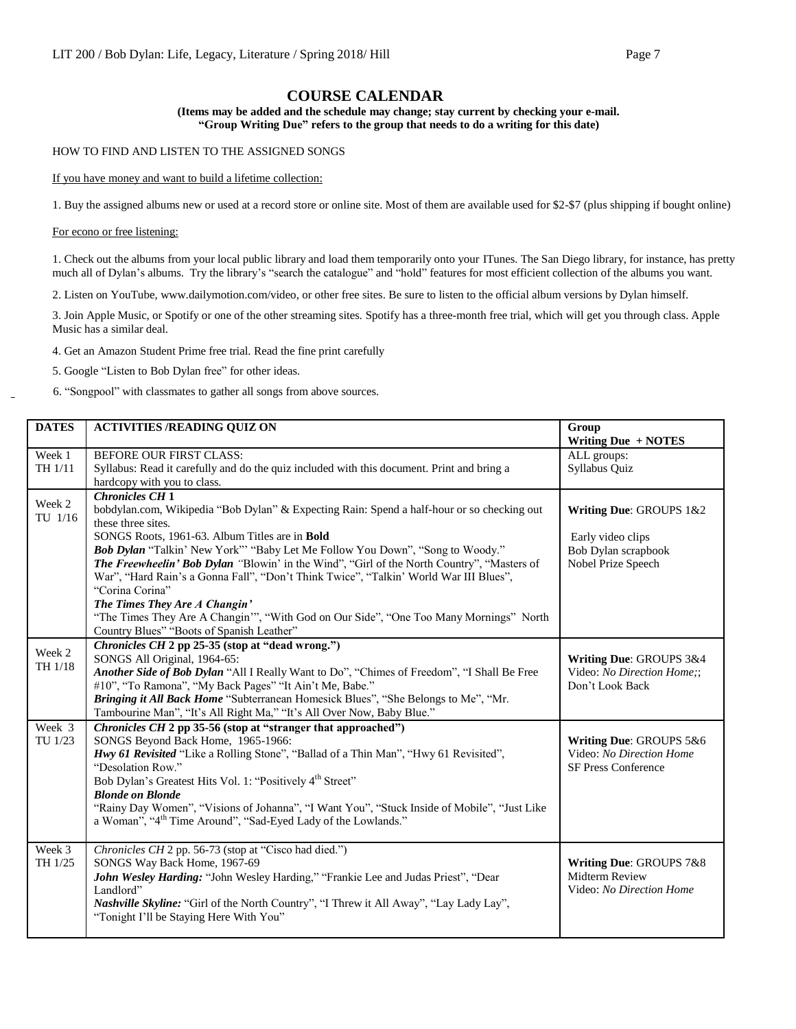## COURSE CALENDAR

**(Items may be added and the schedule may change; stay current by checking your e-mail. "Group Writing Due" refers to the group that needs to do a writing for this date)**

HOW TO FIND AND LISTEN TO THE ASSIGNED SONGS

If you have money and want to build a lifetime collection:

1. Buy the assigned albums new or used at a record store or online site. Most of them are available used for $2-$7 (plus shipping if bought online)

For econo or free listening:

1. Check out the albums from your local public library and load them temporarily onto your ITunes. The San Diego library, for instance, has pretty much all of Dylan's albums. Try the library's "search the catalogue" and "hold" features for most efficient collection of the albums you want.
2. Listen on YouTube, www.dailymotion.com/video, or other free sites. Be sure to listen to the official album versions by Dylan himself.
3. Join Apple Music, or Spotify or one of the other streaming sites. Spotify has a three-month free trial, which will get you through class. Apple Music has a similar deal.
4. Get an Amazon Student Prime free trial. Read the fine print carefully
5. Google "Listen to Bob Dylan free" for other ideas.
6. "Songpool" with classmates to gather all songs from above sources.

| DATES | ACTIVITIES /READING QUIZ ON | Group Writing Due + NOTES |
|---|---|---|
| Week 1 TH 1/11 | BEFORE OUR FIRST CLASS: Syllabus: Read it carefully and do the quiz included with this document. Print and bring a hardcopy with you to class. | ALL groups: Syllabus Quiz |
| Week 2 TU 1/16 | ***Chronicles CH* 1** bobdylan.com, Wikipedia "Bob Dylan" & Expecting Rain: Spend a half-hour or so checking out these three sites. SONGS Roots, 1961-63. Album Titles are in **Bold** ***Bob Dylan*** "Talkin' New York"' "Baby Let Me Follow You Down", "Song to Woody." ***The Freewheelin' Bob Dylan*** "Blowin' in the Wind", "Girl of the North Country", "Masters of War", "Hard Rain's a Gonna Fall", "Don't Think Twice", "Talkin' World War III Blues", "Corina Corina" ***The Times They Are A Changin'*** "The Times They Are A Changin'", "With God on Our Side", "One Too Many Mornings" North Country Blues" "Boots of Spanish Leather" | **Writing Due**: GROUPS 1&2 Early video clips Bob Dylan scrapbook Nobel Prize Speech |
| Week 2 TH 1/18 | ***Chronicles CH* 2 pp 25-35 (stop at "dead wrong.")** SONGS All Original, 1964-65: ***Another Side of Bob Dylan*** "All I Really Want to Do", "Chimes of Freedom", "I Shall Be Free #10", "To Ramona", "My Back Pages" "It Ain't Me, Babe." ***Bringing it All Back Home*** "Subterranean Homesick Blues", "She Belongs to Me", "Mr. Tambourine Man", "It's All Right Ma," "It's All Over Now, Baby Blue." | **Writing Due**: GROUPS 3&4 Video: *No Direction Home*;; Don't Look Back |
| Week 3 TU 1/23 | ***Chronicles CH* 2 pp 35-56 (stop at "stranger that approached")** SONGS Beyond Back Home, 1965-1966: ***Hwy 61 Revisited*** "Like a Rolling Stone", "Ballad of a Thin Man", "Hwy 61 Revisited", "Desolation Row." Bob Dylan's Greatest Hits Vol. 1: "Positively 4th Street" ***Blonde on Blonde*** "Rainy Day Women", "Visions of Johanna", "I Want You", "Stuck Inside of Mobile", "Just Like a Woman", "4th Time Around", "Sad-Eyed Lady of the Lowlands." | **Writing Due**: GROUPS 5&6 Video: *No Direction Home* SF Press Conference |
| Week 3 TH 1/25 | *Chronicles CH* 2 pp. 56-73 (stop at "Cisco had died.") SONGS Way Back Home, 1967-69 ***John Wesley Harding:*** "John Wesley Harding," "Frankie Lee and Judas Priest", "Dear Landlord" ***Nashville Skyline:*** "Girl of the North Country", "I Threw it All Away", "Lay Lady Lay", "Tonight I'll be Staying Here With You" | **Writing Due**: GROUPS 7&8 Midterm Review Video: *No Direction Home* |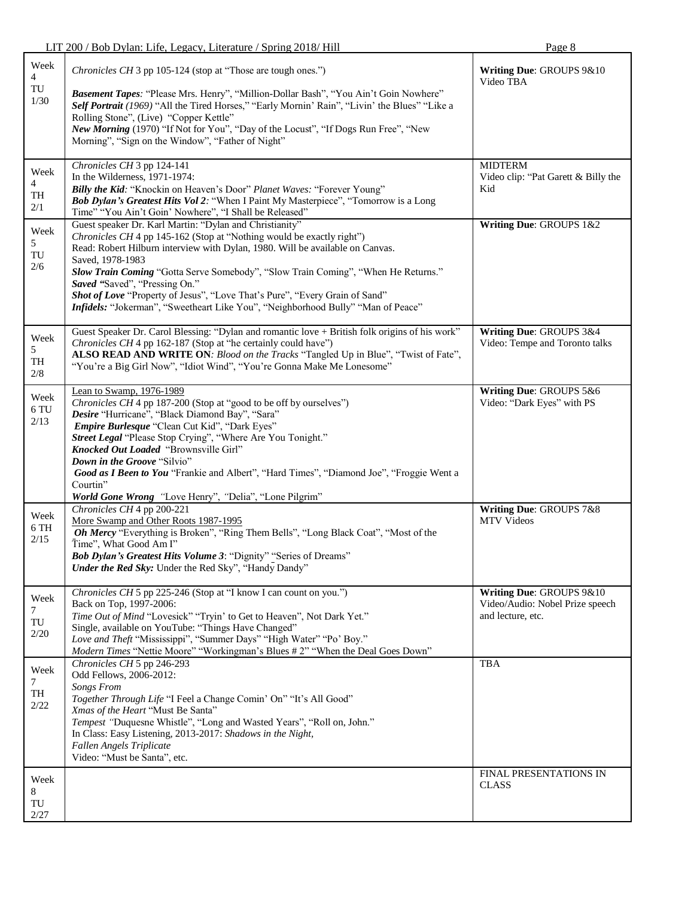| Week | Readings / Listening | Due |
|---|---|---|
| Week 4 TU 1/30 | *Chronicles CH* 3 pp 105-124 (stop at "Those are tough ones.")<br><br>***Basement Tapes**:* "Please Mrs. Henry", "Million-Dollar Bash", "You Ain't Goin Nowhere"<br>***Self Portrait** (1969)* "All the Tired Horses," "Early Mornin' Rain", "Livin' the Blues" "Like a Rolling Stone", (Live) "Copper Kettle"<br>***New Morning*** (1970) "If Not for You", "Day of the Locust", "If Dogs Run Free", "New Morning", "Sign on the Window", "Father of Night" | **Writing Due**: GROUPS 9&10<br>Video TBA |
| Week 4 TH 2/1 | *Chronicles CH* 3 pp 124-141<br>In the Wilderness, 1971-1974:<br>***Billy the Kid**:* "Knockin on Heaven's Door" *Planet Waves:* "Forever Young"<br>***Bob Dylan's Greatest Hits Vol 2**:* "When I Paint My Masterpiece", "Tomorrow is a Long Time" "You Ain't Goin' Nowhere", "I Shall be Released" | MIDTERM<br>Video clip: "Pat Garett & Billy the Kid |
| Week 5 TU 2/6 | Guest speaker Dr. Karl Martin: "Dylan and Christianity"<br>*Chronicles CH* 4 pp 145-162 (Stop at "Nothing would be exactly right")<br>Read: Robert Hilburn interview with Dylan, 1980. Will be available on Canvas.<br>Saved, 1978-1983<br>***Slow Train Coming*** "Gotta Serve Somebody", "Slow Train Coming", "When He Returns."<br>***Saved "***Saved", "Pressing On."<br>***Shot of Love*** "Property of Jesus", "Love That's Pure", "Every Grain of Sand"<br>***Infidels:*** "Jokerman", "Sweetheart Like You", "Neighborhood Bully" "Man of Peace" | **Writing Due**: GROUPS 1&2 |
| Week 5 TH 2/8 | Guest Speaker Dr. Carol Blessing: "Dylan and romantic love + British folk origins of his work"<br>*Chronicles CH* 4 pp 162-187 (Stop at "he certainly could have")<br>**ALSO READ AND WRITE ON***: Blood on the Tracks* "Tangled Up in Blue", "Twist of Fate", "You're a Big Girl Now", "Idiot Wind", "You're Gonna Make Me Lonesome" | **Writing Due**: GROUPS 3&4<br>Video: Tempe and Toronto talks |
| Week 6 TU 2/13 | Lean to Swamp, 1976-1989<br>*Chronicles CH* 4 pp 187-200 (Stop at "good to be off by ourselves")<br>***Desire*** "Hurricane", "Black Diamond Bay", "Sara"<br>***Empire Burlesque*** "Clean Cut Kid", "Dark Eyes"<br>***Street Legal*** "Please Stop Crying", "Where Are You Tonight."<br>***Knocked Out Loaded*** "Brownsville Girl"<br>***Down in the Groove*** "Silvio"<br>***Good as I Been to You*** "Frankie and Albert", "Hard Times", "Diamond Joe", "Froggie Went a Courtin"<br>***World Gone Wrong*** *"*Love Henry", *"*Delia", "Lone Pilgrim" | **Writing Due**: GROUPS 5&6<br>Video: "Dark Eyes" with PS |
| Week 6 TH 2/15 | *Chronicles CH* 4 pp 200-221<br>More Swamp and Other Roots 1987-1995<br>***Oh Mercy*** "Everything is Broken", "Ring Them Bells", "Long Black Coat", "Most of the Time", What Good Am I"<br>***Bob Dylan's Greatest Hits Volume 3***: "Dignity" "Series of Dreams"<br>***Under the Red Sky:*** Under the Red Sky", "Handy Dandy" | **Writing Due**: GROUPS 7&8<br>MTV Videos |
| Week 7 TU 2/20 | *Chronicles CH* 5 pp 225-246 (Stop at "I know I can count on you.")<br>Back on Top, 1997-2006:<br>*Time Out of Mind* "Lovesick" "Tryin' to Get to Heaven", Not Dark Yet."<br>Single, available on YouTube: "Things Have Changed"<br>*Love and Theft* "Mississippi", "Summer Days" "High Water" "Po' Boy."<br>*Modern Times* "Nettie Moore" "Workingman's Blues # 2" "When the Deal Goes Down" | **Writing Due**: GROUPS 9&10<br>Video/Audio: Nobel Prize speech and lecture, etc. |
| Week 7 TH 2/22 | *Chronicles CH* 5 pp 246-293<br>Odd Fellows, 2006-2012:<br>*Songs From*<br>*Together Through Life* "I Feel a Change Comin' On" "It's All Good"<br>*Xmas of the Heart* "Must Be Santa"<br>*Tempest "*Duquesne Whistle", "Long and Wasted Years", "Roll on, John."<br>In Class: Easy Listening, 2013-2017: *Shadows in the Night, Fallen Angels Triplicate*<br>Video: "Must be Santa", etc. | TBA |
| Week 8 TU 2/27 | | FINAL PRESENTATIONS IN CLASS |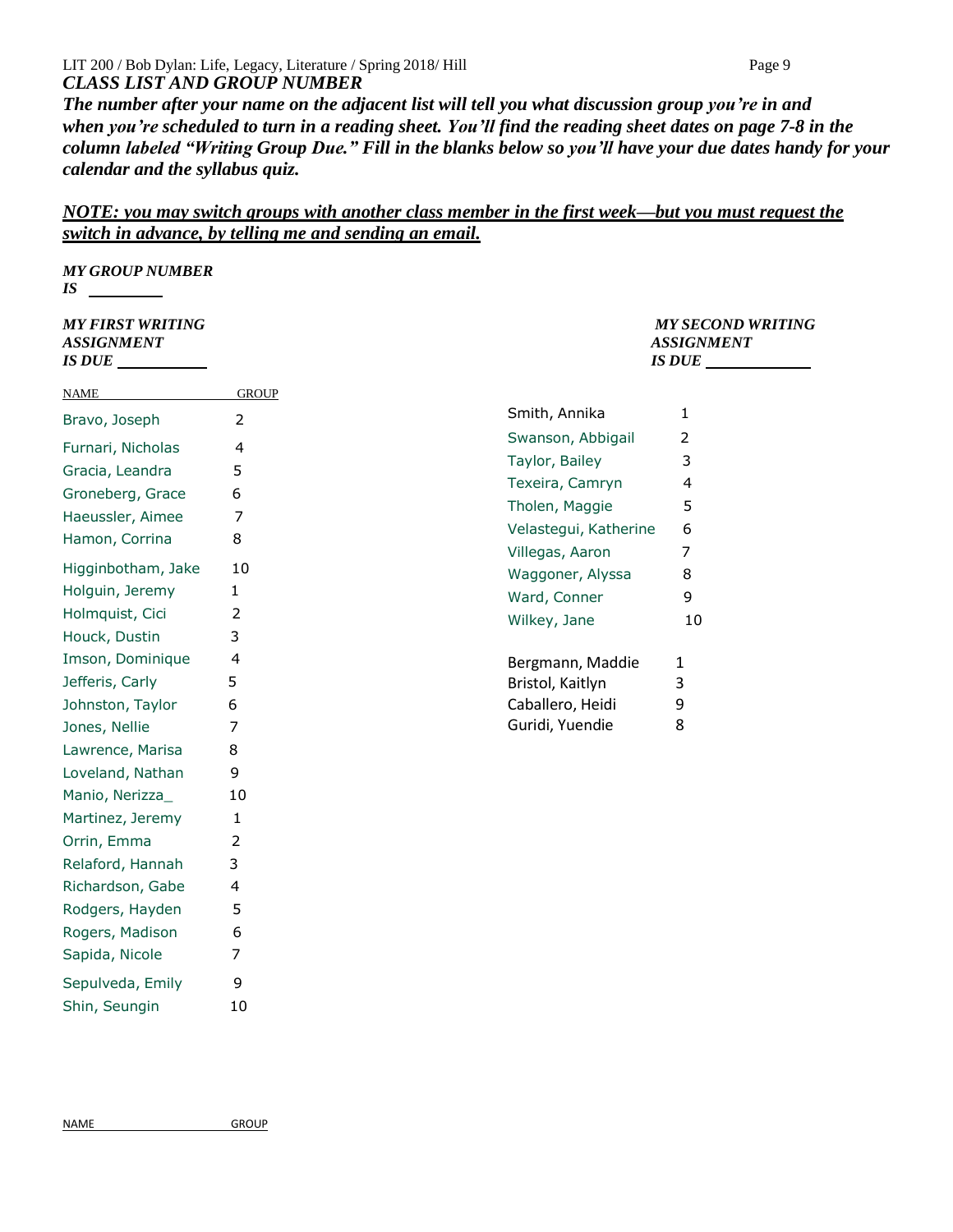***CLASS LIST AND GROUP NUMBER***

***The number after your name on the adjacent list will tell you what discussion group you're in and when you're scheduled to turn in a reading sheet. You'll find the reading sheet dates on page 7-8 in the column labeled "Writing Group Due." Fill in the blanks below so you'll have your due dates handy for your calendar and the syllabus quiz.***

***<u>NOTE: you may switch groups with another class member in the first week—but you must request the switch in advance, by telling me and sending an email.</u>***

***MY GROUP NUMBER IS*** ________

***MY FIRST WRITING ASSIGNMENT IS DUE*** __________

***MY SECOND WRITING ASSIGNMENT IS DUE*** __________

| NAME | GROUP |
|---|---|
| Bravo, Joseph | 2 |
| Furnari, Nicholas | 4 |
| Gracia, Leandra | 5 |
| Groneberg, Grace | 6 |
| Haeussler, Aimee | 7 |
| Hamon, Corrina | 8 |
| Higginbotham, Jake | 10 |
| Holguin, Jeremy | 1 |
| Holmquist, Cici | 2 |
| Houck, Dustin | 3 |
| Imson, Dominique | 4 |
| Jefferis, Carly | 5 |
| Johnston, Taylor | 6 |
| Jones, Nellie | 7 |
| Lawrence, Marisa | 8 |
| Loveland, Nathan | 9 |
| Manio, Nerizza_ | 10 |
| Martinez, Jeremy | 1 |
| Orrin, Emma | 2 |
| Relaford, Hannah | 3 |
| Richardson, Gabe | 4 |
| Rodgers, Hayden | 5 |
| Rogers, Madison | 6 |
| Sapida, Nicole | 7 |
| Sepulveda, Emily | 9 |
| Shin, Seungin | 10 |
| Smith, Annika | 1 |
| Swanson, Abbigail | 2 |
| Taylor, Bailey | 3 |
| Texeira, Camryn | 4 |
| Tholen, Maggie | 5 |
| Velastegui, Katherine | 6 |
| Villegas, Aaron | 7 |
| Waggoner, Alyssa | 8 |
| Ward, Conner | 9 |
| Wilkey, Jane | 10 |
| Bergmann, Maddie | 1 |
| Bristol, Kaitlyn | 3 |
| Caballero, Heidi | 9 |
| Guridi, Yuendie | 8 |

NAME GROUP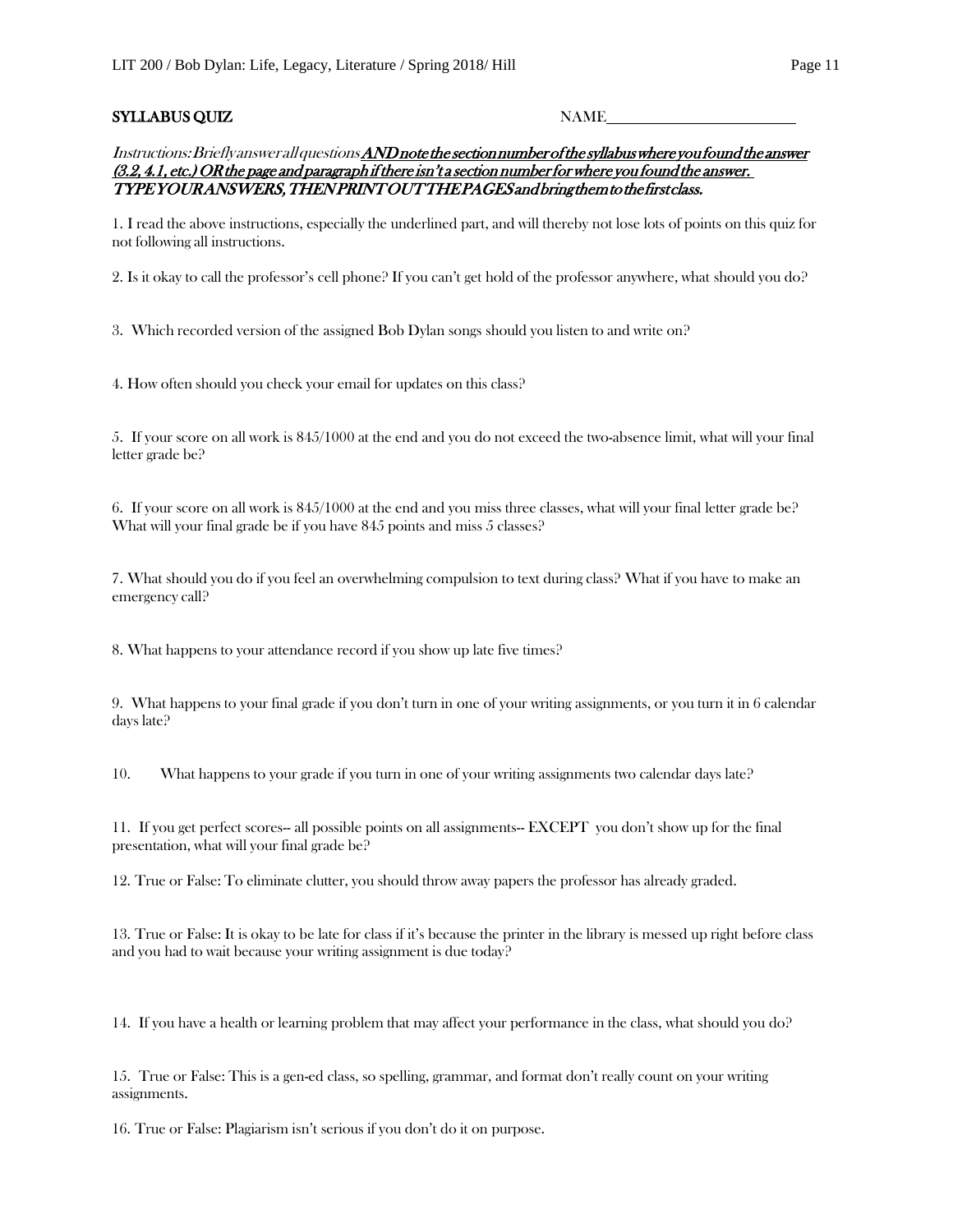**SYLLABUS QUIZ** NAME________________________

*Instructions: Briefly answer all questions* ***AND note the section number of the syllabus where you found the answer (3.2, 4.1, etc.) OR the page and paragraph if there isn't a section number for where you found the answer. TYPE YOUR ANSWERS, THEN PRINT OUT THE PAGES and bring them to the first class.***

1. I read the above instructions, especially the underlined part, and will thereby not lose lots of points on this quiz for not following all instructions.

2. Is it okay to call the professor's cell phone? If you can't get hold of the professor anywhere, what should you do?

3. Which recorded version of the assigned Bob Dylan songs should you listen to and write on?

4. How often should you check your email for updates on this class?

5. If your score on all work is 845/1000 at the end and you do not exceed the two-absence limit, what will your final letter grade be?

6. If your score on all work is 845/1000 at the end and you miss three classes, what will your final letter grade be? What will your final grade be if you have 845 points and miss 5 classes?

7. What should you do if you feel an overwhelming compulsion to text during class? What if you have to make an emergency call?

8. What happens to your attendance record if you show up late five times?

9. What happens to your final grade if you don't turn in one of your writing assignments, or you turn it in 6 calendar days late?

10. What happens to your grade if you turn in one of your writing assignments two calendar days late?

11. If you get perfect scores-- all possible points on all assignments-- EXCEPT you don't show up for the final presentation, what will your final grade be?

12. True or False: To eliminate clutter, you should throw away papers the professor has already graded.

13. True or False: It is okay to be late for class if it's because the printer in the library is messed up right before class and you had to wait because your writing assignment is due today?

14. If you have a health or learning problem that may affect your performance in the class, what should you do?

15. True or False: This is a gen-ed class, so spelling, grammar, and format don't really count on your writing assignments.

16. True or False: Plagiarism isn't serious if you don't do it on purpose.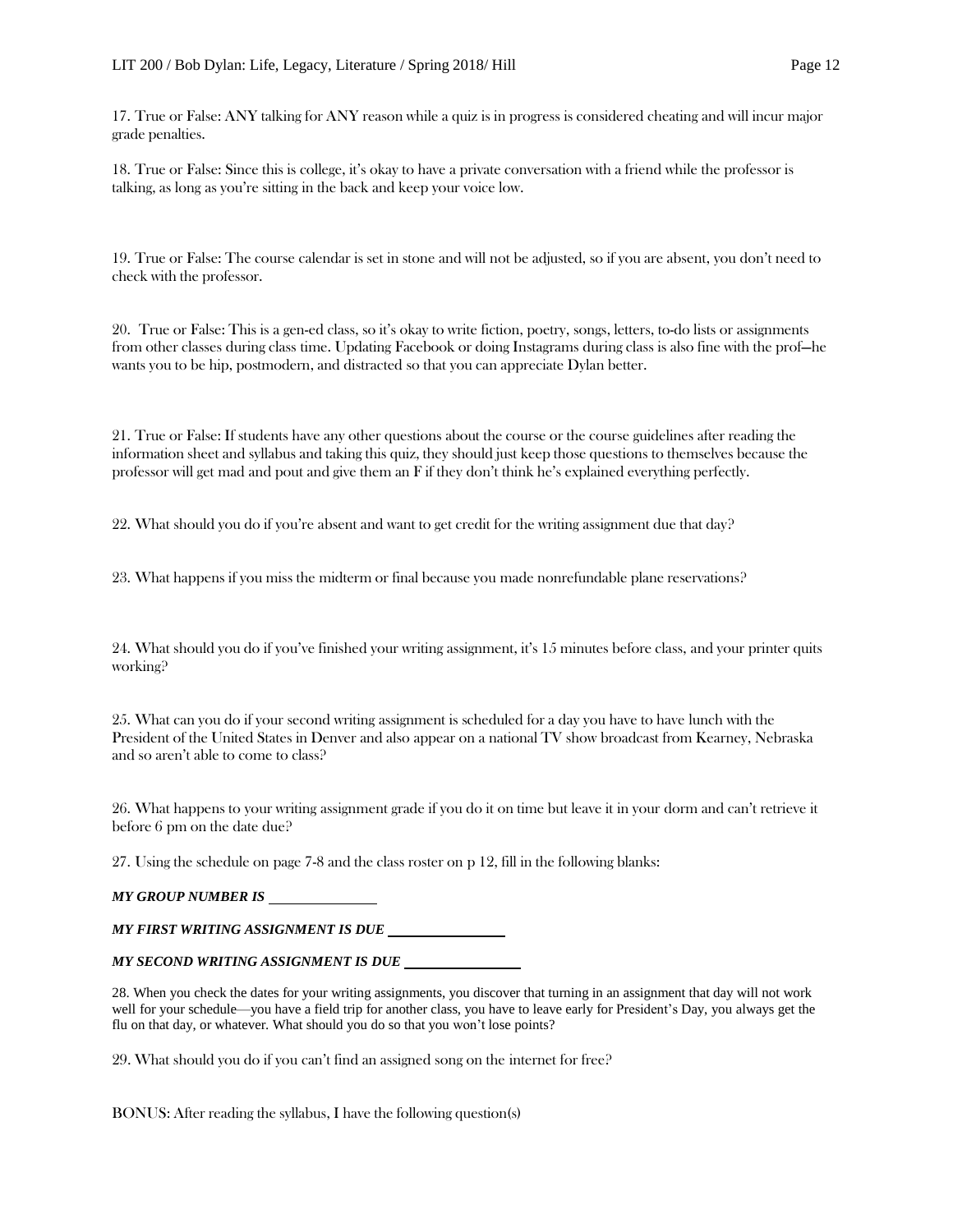17. True or False: ANY talking for ANY reason while a quiz is in progress is considered cheating and will incur major grade penalties.

18. True or False: Since this is college, it's okay to have a private conversation with a friend while the professor is talking, as long as you're sitting in the back and keep your voice low.

19. True or False: The course calendar is set in stone and will not be adjusted, so if you are absent, you don't need to check with the professor.

20. True or False: This is a gen-ed class, so it's okay to write fiction, poetry, songs, letters, to-do lists or assignments from other classes during class time. Updating Facebook or doing Instagrams during class is also fine with the prof—he wants you to be hip, postmodern, and distracted so that you can appreciate Dylan better.

21. True or False: If students have any other questions about the course or the course guidelines after reading the information sheet and syllabus and taking this quiz, they should just keep those questions to themselves because the professor will get mad and pout and give them an F if they don't think he's explained everything perfectly.

22. What should you do if you're absent and want to get credit for the writing assignment due that day?

23. What happens if you miss the midterm or final because you made nonrefundable plane reservations?

24. What should you do if you've finished your writing assignment, it's 15 minutes before class, and your printer quits working?

25. What can you do if your second writing assignment is scheduled for a day you have to have lunch with the President of the United States in Denver and also appear on a national TV show broadcast from Kearney, Nebraska and so aren't able to come to class?

26. What happens to your writing assignment grade if you do it on time but leave it in your dorm and can't retrieve it before 6 pm on the date due?

27. Using the schedule on page 7-8 and the class roster on p 12, fill in the following blanks:

***MY GROUP NUMBER IS*** ______________

***MY FIRST WRITING ASSIGNMENT IS DUE*** ______________

***MY SECOND WRITING ASSIGNMENT IS DUE*** ______________

28. When you check the dates for your writing assignments, you discover that turning in an assignment that day will not work well for your schedule—you have a field trip for another class, you have to leave early for President's Day, you always get the flu on that day, or whatever. What should you do so that you won't lose points?

29. What should you do if you can't find an assigned song on the internet for free?

BONUS: After reading the syllabus, I have the following question(s)